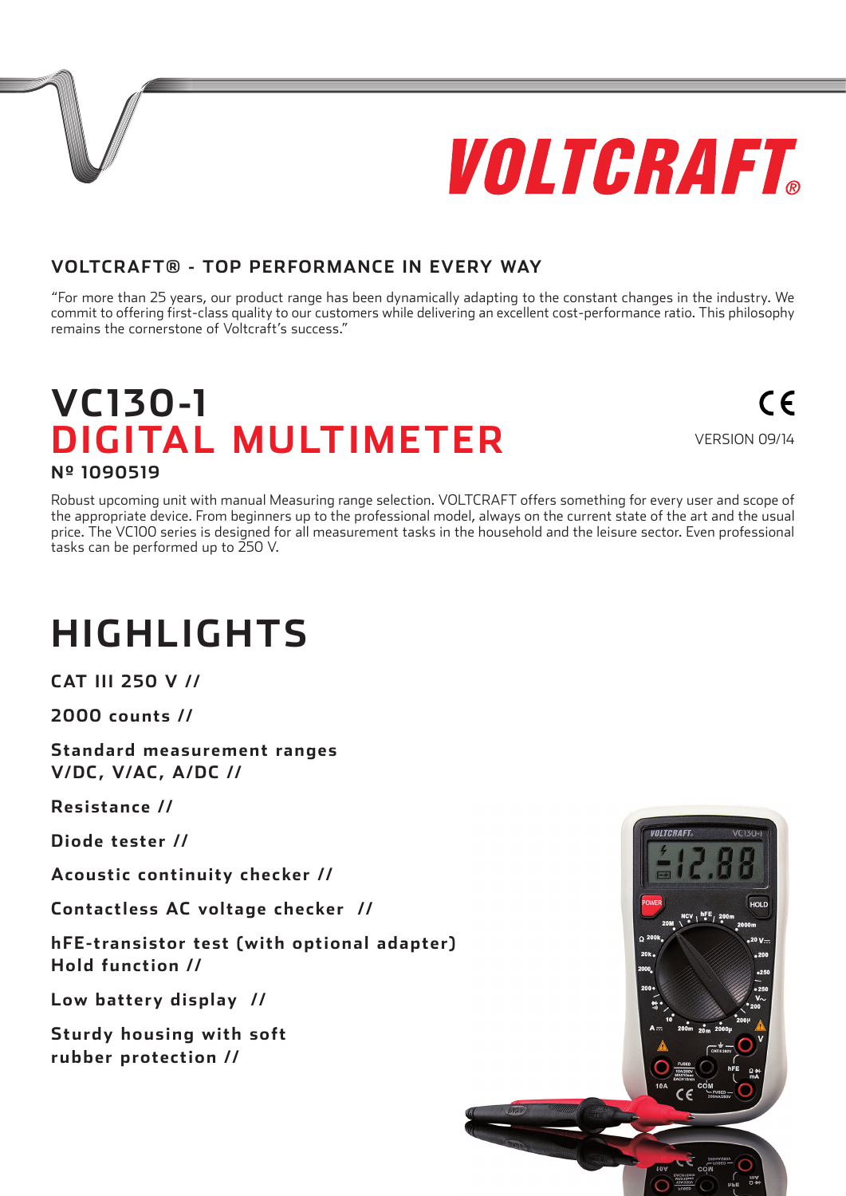# VOLTCRAFT

## VOLTCRAFT® - TOP PERFORMANCE IN EVERY WAY

"For more than 25 years, our product range has been dynamically adapting to the constant changes in the industry. We commit to offering first-class quality to our customers while delivering an excellent cost-performance ratio. This philosophy remains the cornerstone of Voltcraft's success."

# VC130-1
# DIGITAL MULTIMETER

CE

VERSION 09/14

**Nº 1090519**

Robust upcoming unit with manual Measuring range selection. VOLTCRAFT offers something for every user and scope of the appropriate device. From beginners up to the professional model, always on the current state of the art and the usual price. The VC100 series is designed for all measurement tasks in the household and the leisure sector. Even professional tasks can be performed up to 250 V.

# HIGHLIGHTS

**CAT III 250 V //**

**2000 counts //**

**Standard measurement ranges V/DC, V/AC, A/DC //**

**Resistance //**

**Diode tester //**

**Acoustic continuity checker //**

**Contactless AC voltage checker //**

**hFE-transistor test (with optional adapter) Hold function //**

**Low battery display //**

**Sturdy housing with soft rubber protection //**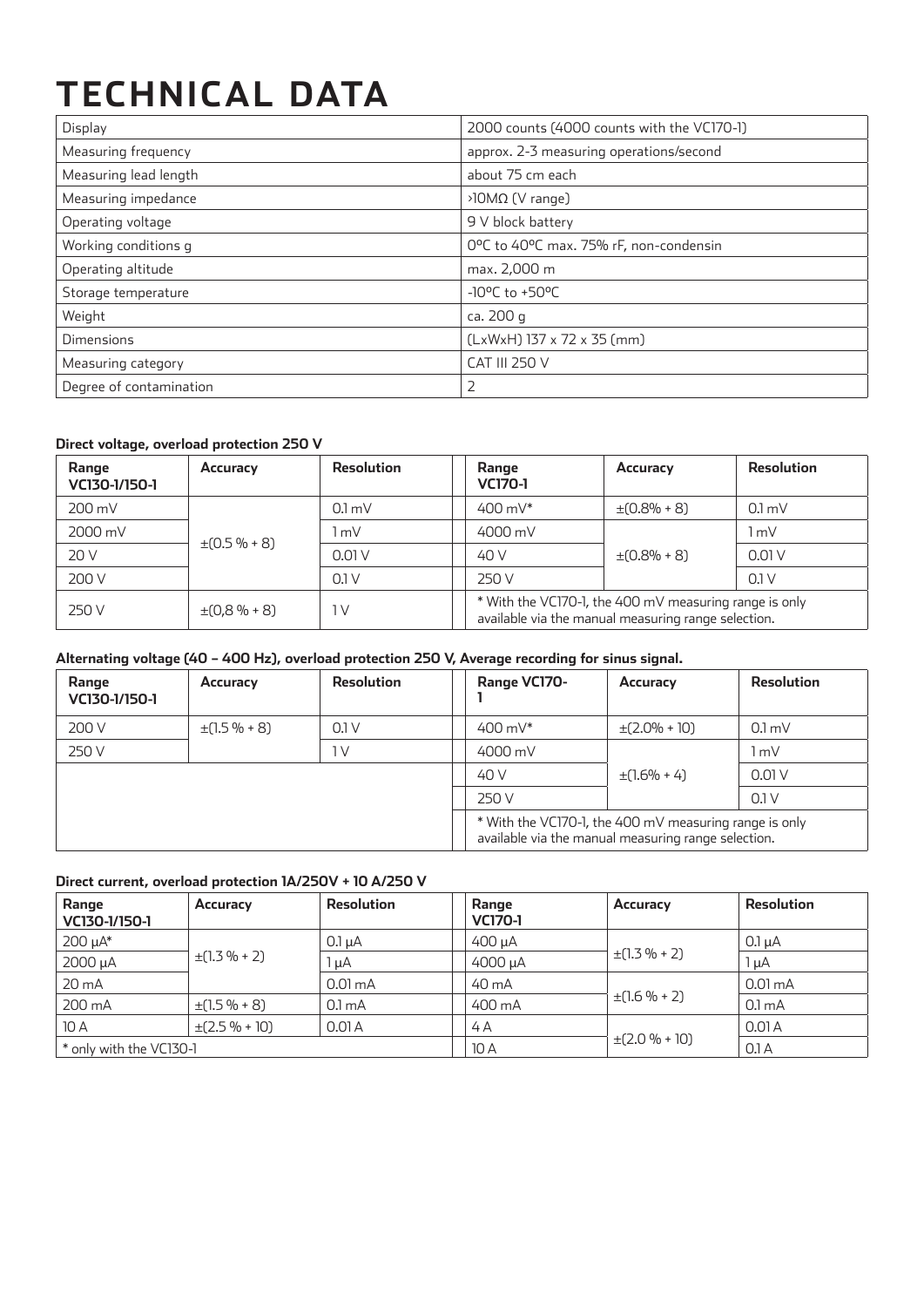# TECHNICAL DATA

| | |
|---|---|
| Display | 2000 counts (4000 counts with the VC170-1) |
| Measuring frequency | approx. 2-3 measuring operations/second |
| Measuring lead length | about 75 cm each |
| Measuring impedance | >10MΩ (V range) |
| Operating voltage | 9 V block battery |
| Working conditions g | 0°C to 40°C max. 75% rF, non-condensin |
| Operating altitude | max. 2,000 m |
| Storage temperature | -10°C to +50°C |
| Weight | ca. 200 g |
| Dimensions | (LxWxH) 137 x 72 x 35 (mm) |
| Measuring category | CAT III 250 V |
| Degree of contamination | 2 |

**Direct voltage, overload protection 250 V**

| Range VC130-1/150-1 | Accuracy | Resolution | | Range VC170-1 | Accuracy | Resolution |
|---|---|---|---|---|---|---|
| 200 mV | ±(0.5 % + 8) | 0.1 mV | | 400 mV* | ±(0.8% + 8) | 0.1 mV |
| 2000 mV | | 1 mV | | 4000 mV | ±(0.8% + 8) | 1 mV |
| 20 V | | 0.01 V | | 40 V | | 0.01 V |
| 200 V | | 0.1 V | | 250 V | | 0.1 V |
| 250 V | ±(0,8 % + 8) | 1 V | | * With the VC170-1, the 400 mV measuring range is only available via the manual measuring range selection. | | |

**Alternating voltage (40 – 400 Hz), overload protection 250 V, Average recording for sinus signal.**

| Range VC130-1/150-1 | Accuracy | Resolution | | Range VC170-1 | Accuracy | Resolution |
|---|---|---|---|---|---|---|
| 200 V | ±(1.5 % + 8) | 0.1 V | | 400 mV* | ±(2.0% + 10) | 0.1 mV |
| 250 V | | 1 V | | 4000 mV | ±(1.6% + 4) | 1 mV |
| | | | | 40 V | | 0.01 V |
| | | | | 250 V | | 0.1 V |
| | | | | * With the VC170-1, the 400 mV measuring range is only available via the manual measuring range selection. | | |

**Direct current, overload protection 1A/250V + 10 A/250 V**

| Range VC130-1/150-1 | Accuracy | Resolution | | Range VC170-1 | Accuracy | Resolution |
|---|---|---|---|---|---|---|
| 200 µA* | ±(1.3 % + 2) | 0.1 µA | | 400 µA | ±(1.3 % + 2) | 0.1 µA |
| 2000 µA | | 1 µA | | 4000 µA | | 1 µA |
| 20 mA | | 0.01 mA | | 40 mA | ±(1.6 % + 2) | 0.01 mA |
| 200 mA | ±(1.5 % + 8) | 0.1 mA | | 400 mA | | 0.1 mA |
| 10 A | ±(2.5 % + 10) | 0.01 A | | 4 A | ±(2.0 % + 10) | 0.01 A |
| * only with the VC130-1 | | | | 10 A | | 0.1 A |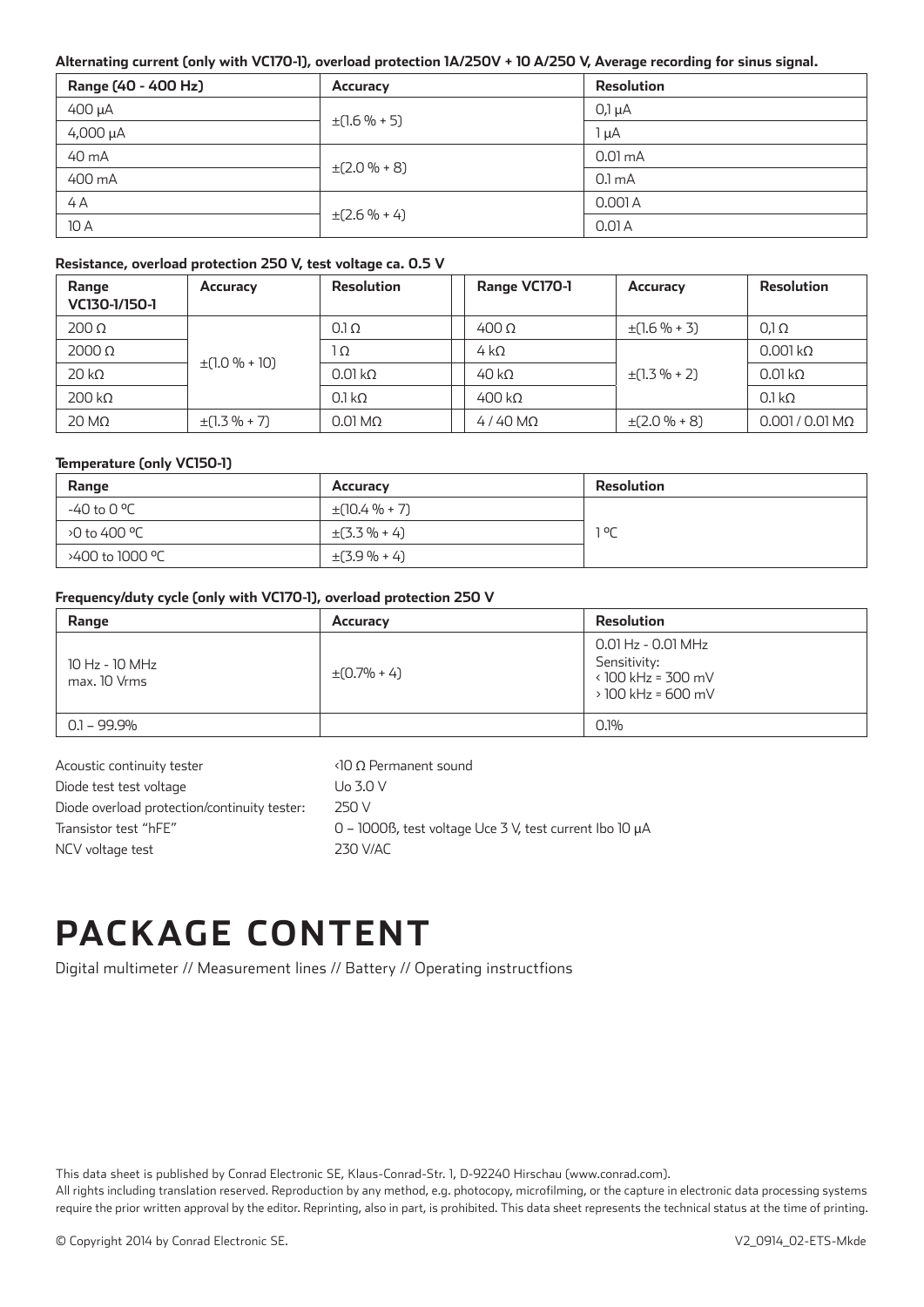**Alternating current (only with VC170-1), overload protection 1A/250V + 10 A/250 V, Average recording for sinus signal.**

| Range (40 - 400 Hz) | Accuracy | Resolution |
|---|---|---|
| 400 µA | ±(1.6 % + 5) | 0,1 µA |
| 4,000 µA | | 1 µA |
| 40 mA | ±(2.0 % + 8) | 0.01 mA |
| 400 mA | | 0.1 mA |
| 4 A | ±(2.6 % + 4) | 0.001 A |
| 10 A | | 0.01 A |

**Resistance, overload protection 250 V, test voltage ca. 0.5 V**

| Range VC130-1/150-1 | Accuracy | Resolution | Range VC170-1 | Accuracy | Resolution |
|---|---|---|---|---|---|
| 200 Ω | ±(1.0 % + 10) | 0.1 Ω | 400 Ω | ±(1.6 % + 3) | 0,1 Ω |
| 2000 Ω | | 1 Ω | 4 kΩ | ±(1.3 % + 2) | 0.001 kΩ |
| 20 kΩ | | 0.01 kΩ | 40 kΩ | | 0.01 kΩ |
| 200 kΩ | | 0.1 kΩ | 400 kΩ | | 0.1 kΩ |
| 20 MΩ | ±(1.3 % + 7) | 0.01 MΩ | 4 / 40 MΩ | ±(2.0 % + 8) | 0.001 / 0.01 MΩ |

**Temperature (only VC150-1)**

| Range | Accuracy | Resolution |
|---|---|---|
| -40 to 0 °C | ±(10.4 % + 7) | 1 °C |
| >0 to 400 °C | ±(3.3 % + 4) | |
| >400 to 1000 °C | ±(3.9 % + 4) | |

**Frequency/duty cycle (only with VC170-1), overload protection 250 V**

| Range | Accuracy | Resolution |
|---|---|---|
| 10 Hz - 10 MHz max. 10 Vrms | ±(0.7% + 4) | 0.01 Hz - 0.01 MHz Sensitivity: < 100 kHz = 300 mV > 100 kHz = 600 mV |
| 0.1 – 99.9% | | 0.1% |

| | |
|---|---|
| Acoustic continuity tester | <10 Ω Permanent sound |
| Diode test test voltage | Uo 3.0 V |
| Diode overload protection/continuity tester: | 250 V |
| Transistor test "hFE" | 0 – 1000ß, test voltage Uce 3 V, test current Ibo 10 µA |
| NCV voltage test | 230 V/AC |

# PACKAGE CONTENT

Digital multimeter // Measurement lines // Battery // Operating instructfions

This data sheet is published by Conrad Electronic SE, Klaus-Conrad-Str. 1, D-92240 Hirschau (www.conrad.com).
All rights including translation reserved. Reproduction by any method, e.g. photocopy, microfilming, or the capture in electronic data processing systems require the prior written approval by the editor. Reprinting, also in part, is prohibited. This data sheet represents the technical status at the time of printing.

© Copyright 2014 by Conrad Electronic SE.

V2_0914_02-ETS-Mkde